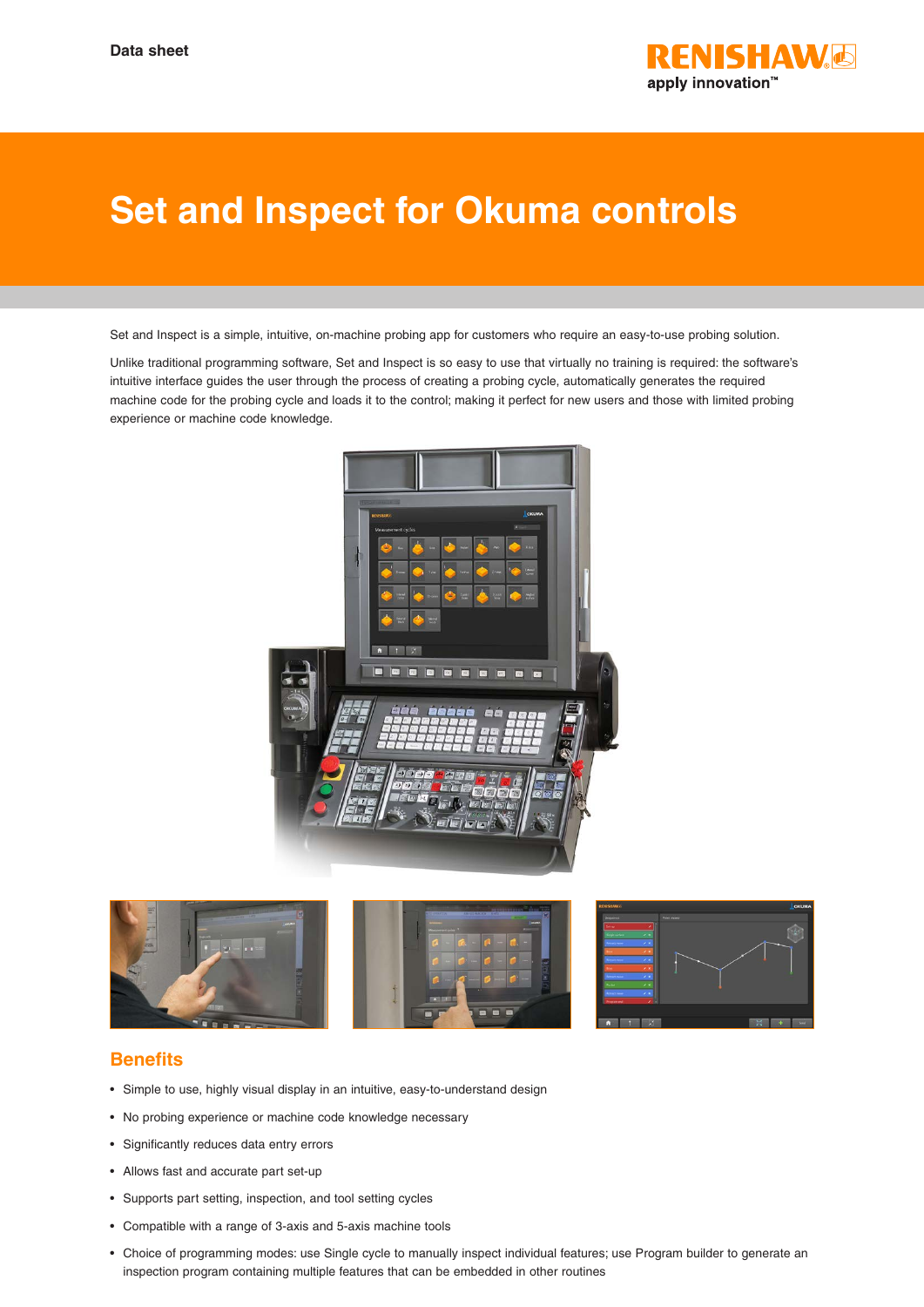Data sheet

# Set and Inspect for Okuma controls

Set and Inspect is a simple, intuitive, on-machine probing app for customers who require an easy-to-use probing solution.

Unlike traditional programming software, Set and Inspect is so easy to use that virtually no training is required: the software's intuitive interface guides the user through the process of creating a probing cycle, automatically generates the required machine code for the probing cycle and loads it to the control; making it perfect for new users and those with limited probing experience or machine code knowledge.

## Benefits

- Simple to use, highly visual display in an intuitive, easy-to-understand design
- No probing experience or machine code knowledge necessary
- Significantly reduces data entry errors
- Allows fast and accurate part set-up
- Supports part setting, inspection, and tool setting cycles
- Compatible with a range of 3-axis and 5-axis machine tools
- Choice of programming modes: use Single cycle to manually inspect individual features; use Program builder to generate an inspection program containing multiple features that can be embedded in other routines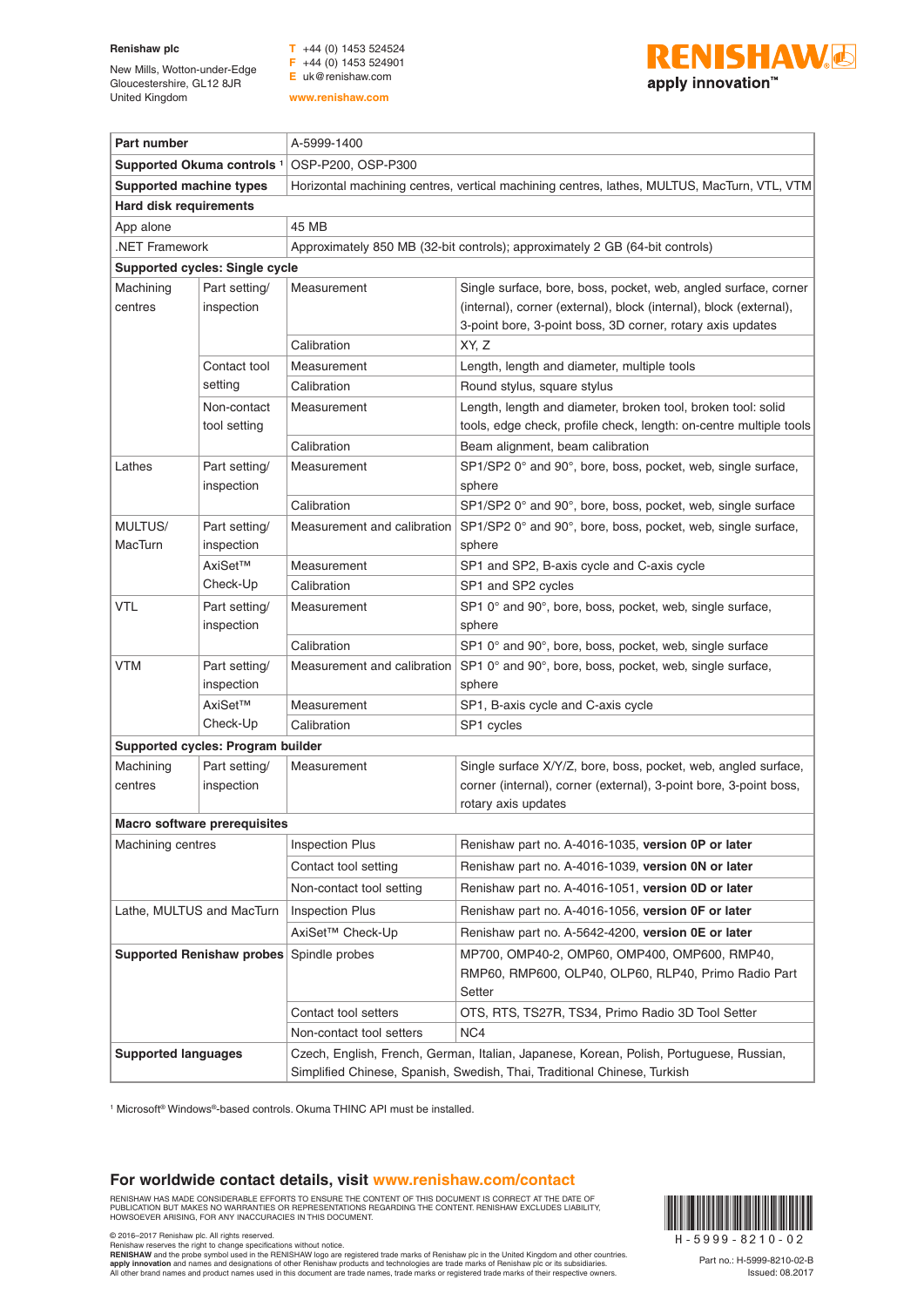Renishaw plc

New Mills, Wotton-under-Edge
Gloucestershire, GL12 8JR
United Kingdom

**T** +44 (0) 1453 524524
**F** +44 (0) 1453 524901
**E** uk@renishaw.com

www.renishaw.com

**RENISHAW**
apply innovation™

| | | | |
|---|---|---|---|
| **Part number** | | A-5999-1400 | |
| **Supported Okuma controls** [1] | | OSP-P200, OSP-P300 | |
| **Supported machine types** | | Horizontal machining centres, vertical machining centres, lathes, MULTUS, MacTurn, VTL, VTM | |
| **Hard disk requirements** | | | |
| App alone | | 45 MB | |
| .NET Framework | | Approximately 850 MB (32-bit controls); approximately 2 GB (64-bit controls) | |
| **Supported cycles: Single cycle** | | | |
| Machining centres | Part setting/ inspection | Measurement | Single surface, bore, boss, pocket, web, angled surface, corner (internal), corner (external), block (internal), block (external), 3-point bore, 3-point boss, 3D corner, rotary axis updates |
| | | Calibration | XY, Z |
| | Contact tool setting | Measurement | Length, length and diameter, multiple tools |
| | | Calibration | Round stylus, square stylus |
| | Non-contact tool setting | Measurement | Length, length and diameter, broken tool, broken tool: solid tools, edge check, profile check, length: on-centre multiple tools |
| | | Calibration | Beam alignment, beam calibration |
| Lathes | Part setting/ inspection | Measurement | SP1/SP2 0° and 90°, bore, boss, pocket, web, single surface, sphere |
| | | Calibration | SP1/SP2 0° and 90°, bore, boss, pocket, web, single surface |
| MULTUS/ MacTurn | Part setting/ inspection | Measurement and calibration | SP1/SP2 0° and 90°, bore, boss, pocket, web, single surface, sphere |
| | AxiSet™ Check-Up | Measurement | SP1 and SP2, B-axis cycle and C-axis cycle |
| | | Calibration | SP1 and SP2 cycles |
| VTL | Part setting/ inspection | Measurement | SP1 0° and 90°, bore, boss, pocket, web, single surface, sphere |
| | | Calibration | SP1 0° and 90°, bore, boss, pocket, web, single surface |
| VTM | Part setting/ inspection | Measurement and calibration | SP1 0° and 90°, bore, boss, pocket, web, single surface, sphere |
| | AxiSet™ Check-Up | Measurement | SP1, B-axis cycle and C-axis cycle |
| | | Calibration | SP1 cycles |
| **Supported cycles: Program builder** | | | |
| Machining centres | Part setting/ inspection | Measurement | Single surface X/Y/Z, bore, boss, pocket, web, angled surface, corner (internal), corner (external), 3-point bore, 3-point boss, rotary axis updates |
| **Macro software prerequisites** | | | |
| Machining centres | | Inspection Plus | Renishaw part no. A-4016-1035, **version 0P or later** |
| | | Contact tool setting | Renishaw part no. A-4016-1039, **version 0N or later** |
| | | Non-contact tool setting | Renishaw part no. A-4016-1051, **version 0D or later** |
| Lathe, MULTUS and MacTurn | | Inspection Plus | Renishaw part no. A-4016-1056, **version 0F or later** |
| | | AxiSet™ Check-Up | Renishaw part no. A-5642-4200, **version 0E or later** |
| **Supported Renishaw probes** | | Spindle probes | MP700, OMP40-2, OMP60, OMP400, OMP600, RMP40, RMP60, RMP600, OLP40, OLP60, RLP40, Primo Radio Part Setter |
| | | Contact tool setters | OTS, RTS, TS27R, TS34, Primo Radio 3D Tool Setter |
| | | Non-contact tool setters | NC4 |
| **Supported languages** | | Czech, English, French, German, Italian, Japanese, Korean, Polish, Portuguese, Russian, Simplified Chinese, Spanish, Swedish, Thai, Traditional Chinese, Turkish | |

[1] Microsoft® Windows®-based controls. Okuma THINC API must be installed.

## For worldwide contact details, visit www.renishaw.com/contact

RENISHAW HAS MADE CONSIDERABLE EFFORTS TO ENSURE THE CONTENT OF THIS DOCUMENT IS CORRECT AT THE DATE OF PUBLICATION BUT MAKES NO WARRANTIES OR REPRESENTATIONS REGARDING THE CONTENT. RENISHAW EXCLUDES LIABILITY, HOWSOEVER ARISING, FOR ANY INACCURACIES IN THIS DOCUMENT.

© 2016–2017 Renishaw plc. All rights reserved.
Renishaw reserves the right to change specifications without notice.
**RENISHAW** and the probe symbol used in the RENISHAW logo are registered trade marks of Renishaw plc in the United Kingdom and other countries. **apply innovation** and names and designations of other Renishaw products and technologies are trade marks of Renishaw plc or its subsidiaries.
All other brand names and product names used in this document are trade names, trade marks or registered trade marks of their respective owners.

H-5999-8210-02

Part no.: H-5999-8210-02-B
Issued: 08.2017